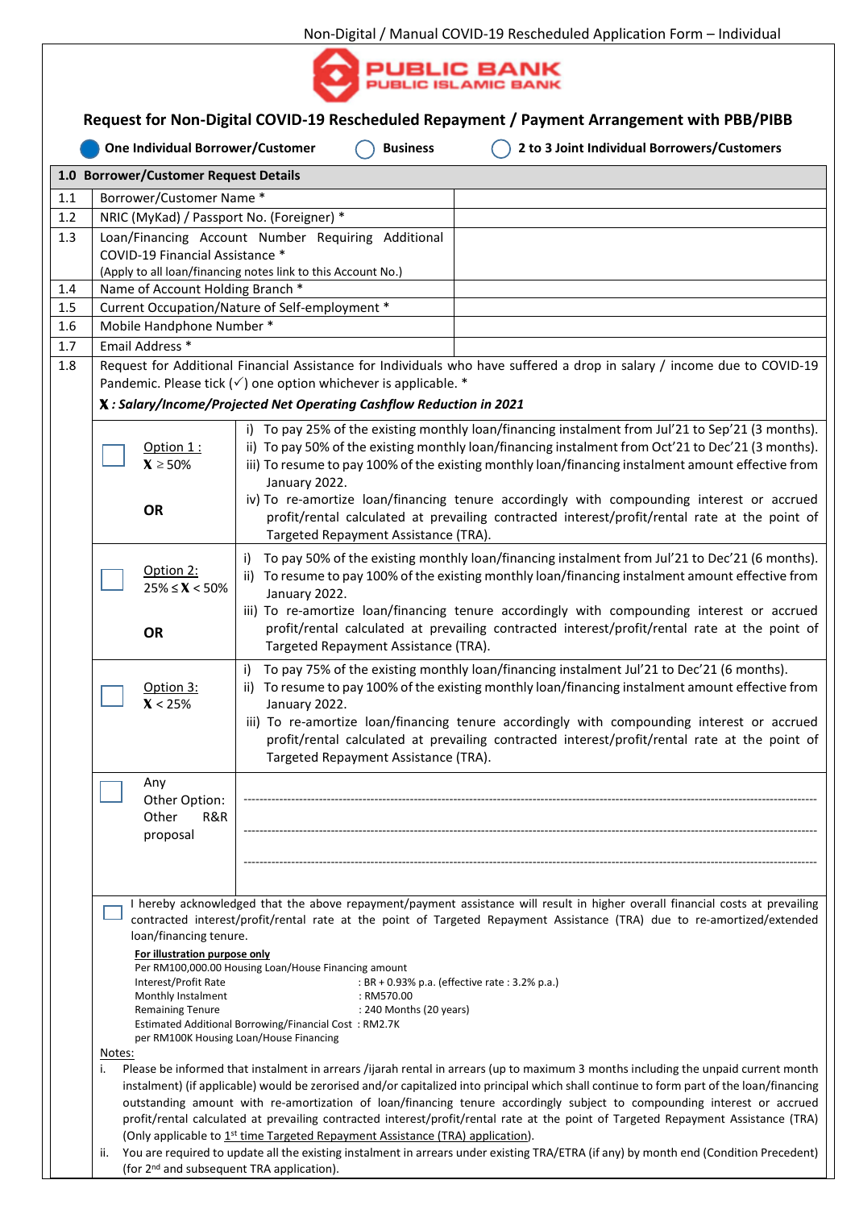Non-Digital / Manual COVID-19 Rescheduled Application Form – Individual

PUBLIC BANK
PUBLIC ISLAMIC BANK

## Request for Non-Digital COVID-19 Rescheduled Repayment / Payment Arrangement with PBB/PIBB

● One Individual Borrower/Customer ○ Business ○ 2 to 3 Joint Individual Borrowers/Customers

| 1.0 | Borrower/Customer Request Details | |
|---|---|---|
| 1.1 | Borrower/Customer Name * | |
| 1.2 | NRIC (MyKad) / Passport No. (Foreigner) * | |
| 1.3 | Loan/Financing Account Number Requiring Additional COVID-19 Financial Assistance * (Apply to all loan/financing notes link to this Account No.) | |
| 1.4 | Name of Account Holding Branch * | |
| 1.5 | Current Occupation/Nature of Self-employment * | |
| 1.6 | Mobile Handphone Number * | |
| 1.7 | Email Address * | |

1.8 Request for Additional Financial Assistance for Individuals who have suffered a drop in salary / income due to COVID-19 Pandemic. Please tick (✓) one option whichever is applicable. *

***X* : Salary/Income/Projected Net Operating Cashflow Reduction in 2021**

| Option | Details |
|---|---|
| ☐ Option 1 : $X \geq 50\%$ OR | i) To pay 25% of the existing monthly loan/financing instalment from Jul'21 to Sep'21 (3 months).<br>ii) To pay 50% of the existing monthly loan/financing instalment from Oct'21 to Dec'21 (3 months).<br>iii) To resume to pay 100% of the existing monthly loan/financing instalment amount effective from January 2022.<br>iv) To re-amortize loan/financing tenure accordingly with compounding interest or accrued profit/rental calculated at prevailing contracted interest/profit/rental rate at the point of Targeted Repayment Assistance (TRA). |
| ☐ Option 2: $25\% \leq X < 50\%$ OR | i) To pay 50% of the existing monthly loan/financing instalment from Jul'21 to Dec'21 (6 months).<br>ii) To resume to pay 100% of the existing monthly loan/financing instalment amount effective from January 2022.<br>iii) To re-amortize loan/financing tenure accordingly with compounding interest or accrued profit/rental calculated at prevailing contracted interest/profit/rental rate at the point of Targeted Repayment Assistance (TRA). |
| ☐ Option 3: $X < 25\%$ | i) To pay 75% of the existing monthly loan/financing instalment Jul'21 to Dec'21 (6 months).<br>ii) To resume to pay 100% of the existing monthly loan/financing instalment amount effective from January 2022.<br>iii) To re-amortize loan/financing tenure accordingly with compounding interest or accrued profit/rental calculated at prevailing contracted interest/profit/rental rate at the point of Targeted Repayment Assistance (TRA). |
| ☐ Any Other Option: Other R&R proposal | ----------------------------------------<br>----------------------------------------<br>---------------------------------------- |

☐ I hereby acknowledged that the above repayment/payment assistance will result in higher overall financial costs at prevailing contracted interest/profit/rental rate at the point of Targeted Repayment Assistance (TRA) due to re-amortized/extended loan/financing tenure.

**For illustration purpose only**

Per RM100,000.00 Housing Loan/House Financing amount

| | |
|---|---|
| Interest/Profit Rate | : BR + 0.93% p.a. (effective rate : 3.2% p.a.) |
| Monthly Instalment | : RM570.00 |
| Remaining Tenure | : 240 Months (20 years) |
| Estimated Additional Borrowing/Financial Cost per RM100K Housing Loan/House Financing | : RM2.7K |

Notes:

i. Please be informed that instalment in arrears /ijarah rental in arrears (up to maximum 3 months including the unpaid current month instalment) (if applicable) would be zerorised and/or capitalized into principal which shall continue to form part of the loan/financing outstanding amount with re-amortization of loan/financing tenure accordingly subject to compounding interest or accrued profit/rental calculated at prevailing contracted interest/profit/rental rate at the point of Targeted Repayment Assistance (TRA) (Only applicable to 1st time Targeted Repayment Assistance (TRA) application).

ii. You are required to update all the existing instalment in arrears under existing TRA/ETRA (if any) by month end (Condition Precedent) (for 2nd and subsequent TRA application).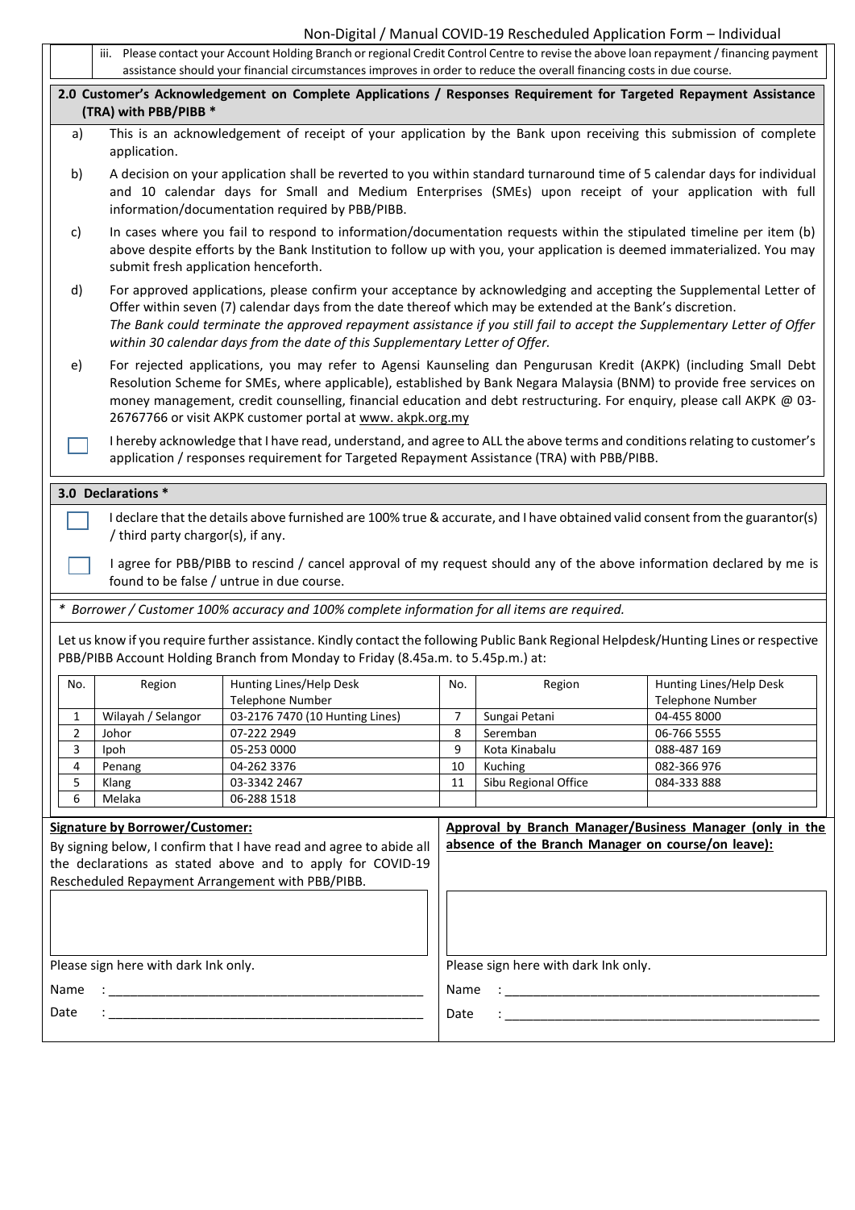iii. Please contact your Account Holding Branch or regional Credit Control Centre to revise the above loan repayment / financing payment assistance should your financial circumstances improves in order to reduce the overall financing costs in due course.

## 2.0 Customer's Acknowledgement on Complete Applications / Responses Requirement for Targeted Repayment Assistance (TRA) with PBB/PIBB *

a) This is an acknowledgement of receipt of your application by the Bank upon receiving this submission of complete application.

b) A decision on your application shall be reverted to you within standard turnaround time of 5 calendar days for individual and 10 calendar days for Small and Medium Enterprises (SMEs) upon receipt of your application with full information/documentation required by PBB/PIBB.

c) In cases where you fail to respond to information/documentation requests within the stipulated timeline per item (b) above despite efforts by the Bank Institution to follow up with you, your application is deemed immaterialized. You may submit fresh application henceforth.

d) For approved applications, please confirm your acceptance by acknowledging and accepting the Supplemental Letter of Offer within seven (7) calendar days from the date thereof which may be extended at the Bank's discretion.
*The Bank could terminate the approved repayment assistance if you still fail to accept the Supplementary Letter of Offer within 30 calendar days from the date of this Supplementary Letter of Offer.*

e) For rejected applications, you may refer to Agensi Kaunseling dan Pengurusan Kredit (AKPK) (including Small Debt Resolution Scheme for SMEs, where applicable), established by Bank Negara Malaysia (BNM) to provide free services on money management, credit counselling, financial education and debt restructuring. For enquiry, please call AKPK @ 03-26767766 or visit AKPK customer portal at www. akpk.org.my

☐ I hereby acknowledge that I have read, understand, and agree to ALL the above terms and conditions relating to customer's application / responses requirement for Targeted Repayment Assistance (TRA) with PBB/PIBB.

## 3.0 Declarations *

☐ I declare that the details above furnished are 100% true & accurate, and I have obtained valid consent from the guarantor(s) / third party chargor(s), if any.

☐ I agree for PBB/PIBB to rescind / cancel approval of my request should any of the above information declared by me is found to be false / untrue in due course.

*\* Borrower / Customer 100% accuracy and 100% complete information for all items are required.*

Let us know if you require further assistance. Kindly contact the following Public Bank Regional Helpdesk/Hunting Lines or respective PBB/PIBB Account Holding Branch from Monday to Friday (8.45a.m. to 5.45p.m.) at:

| No. | Region | Hunting Lines/Help Desk Telephone Number | No. | Region | Hunting Lines/Help Desk Telephone Number |
|---|---|---|---|---|---|
| 1 | Wilayah / Selangor | 03-2176 7470 (10 Hunting Lines) | 7 | Sungai Petani | 04-455 8000 |
| 2 | Johor | 07-222 2949 | 8 | Seremban | 06-766 5555 |
| 3 | Ipoh | 05-253 0000 | 9 | Kota Kinabalu | 088-487 169 |
| 4 | Penang | 04-262 3376 | 10 | Kuching | 082-366 976 |
| 5 | Klang | 03-3342 2467 | 11 | Sibu Regional Office | 084-333 888 |
| 6 | Melaka | 06-288 1518 | | | |

**Signature by Borrower/Customer:**

By signing below, I confirm that I have read and agree to abide all the declarations as stated above and to apply for COVID-19 Rescheduled Repayment Arrangement with PBB/PIBB.

Please sign here with dark Ink only.

Name : ____________________

Date : ____________________

**Approval by Branch Manager/Business Manager (only in the absence of the Branch Manager on course/on leave):**

Please sign here with dark Ink only.

Name : ____________________

Date : ____________________